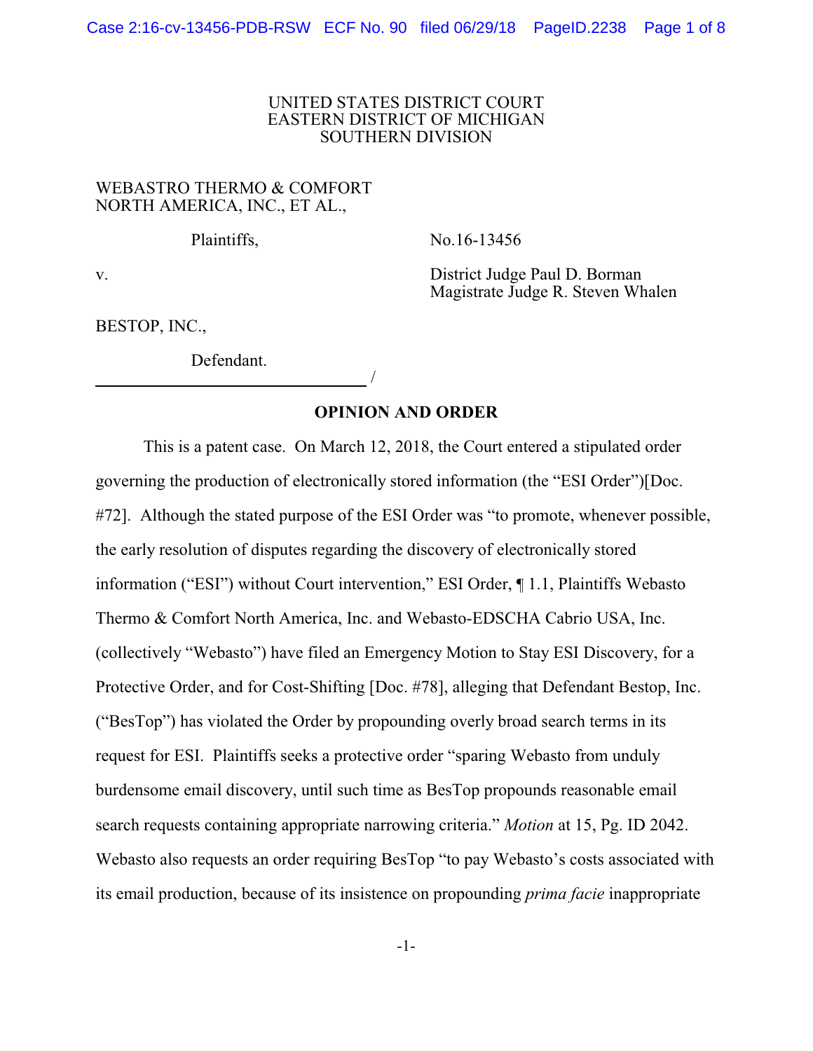UNITED STATES DISTRICT COURT
EASTERN DISTRICT OF MICHIGAN
SOUTHERN DIVISION

WEBASTRO THERMO & COMFORT NORTH AMERICA, INC., ET AL.,

Plaintiffs,

v.

BESTOP, INC.,

Defendant.

No.16-13456

District Judge Paul D. Borman
Magistrate Judge R. Steven Whalen

**OPINION AND ORDER**

This is a patent case. On March 12, 2018, the Court entered a stipulated order governing the production of electronically stored information (the "ESI Order")[Doc. #72]. Although the stated purpose of the ESI Order was "to promote, whenever possible, the early resolution of disputes regarding the discovery of electronically stored information ("ESI") without Court intervention," ESI Order, ¶ 1.1, Plaintiffs Webasto Thermo & Comfort North America, Inc. and Webasto-EDSCHA Cabrio USA, Inc. (collectively "Webasto") have filed an Emergency Motion to Stay ESI Discovery, for a Protective Order, and for Cost-Shifting [Doc. #78], alleging that Defendant Bestop, Inc. ("BesTop") has violated the Order by propounding overly broad search terms in its request for ESI. Plaintiffs seeks a protective order "sparing Webasto from unduly burdensome email discovery, until such time as BesTop propounds reasonable email search requests containing appropriate narrowing criteria." *Motion* at 15, Pg. ID 2042. Webasto also requests an order requiring BesTop "to pay Webasto's costs associated with its email production, because of its insistence on propounding *prima facie* inappropriate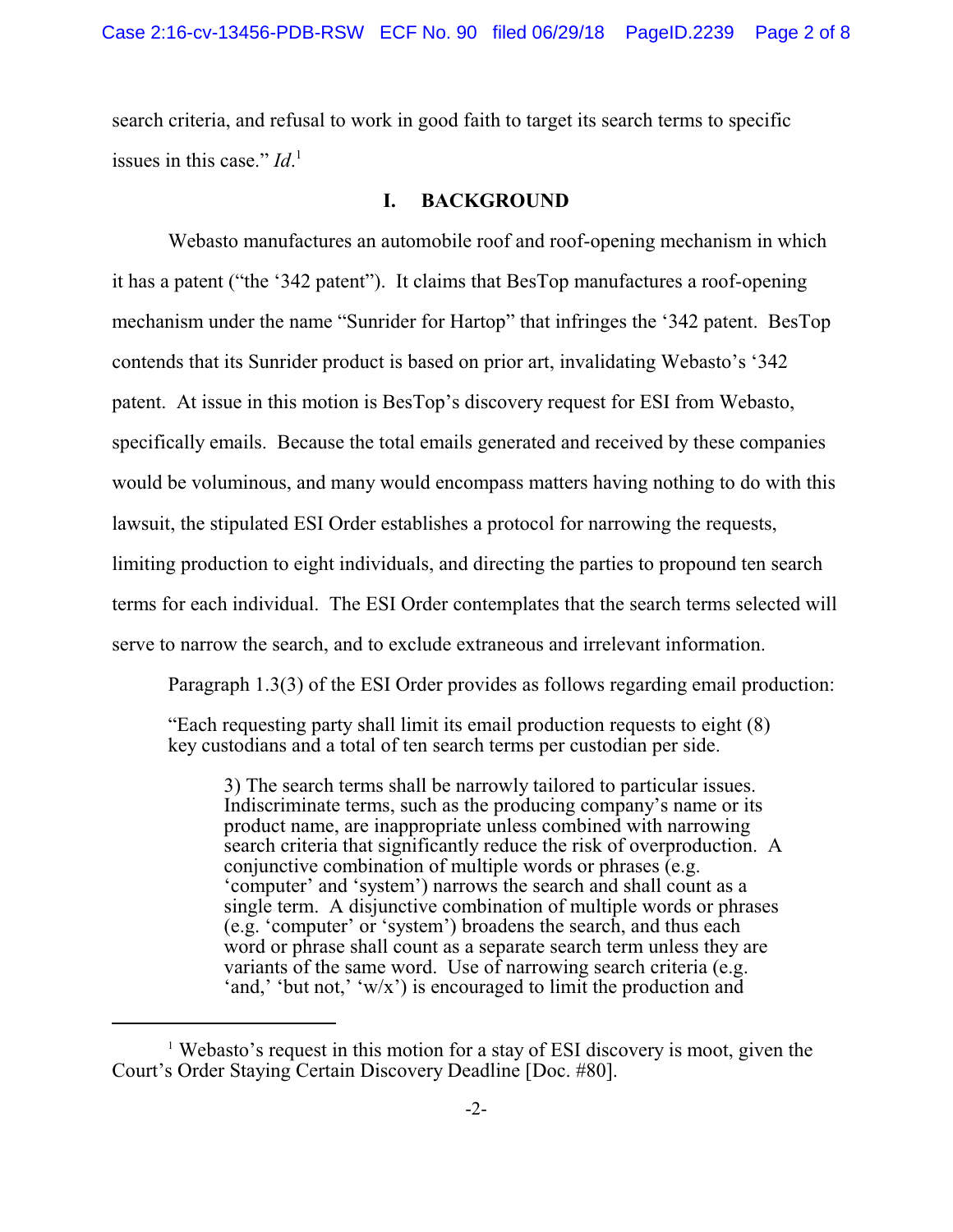search criteria, and refusal to work in good faith to target its search terms to specific issues in this case." *Id*.[1]

## I. BACKGROUND

Webasto manufactures an automobile roof and roof-opening mechanism in which it has a patent ("the '342 patent"). It claims that BesTop manufactures a roof-opening mechanism under the name "Sunrider for Hartop" that infringes the '342 patent. BesTop contends that its Sunrider product is based on prior art, invalidating Webasto's '342 patent. At issue in this motion is BesTop's discovery request for ESI from Webasto, specifically emails. Because the total emails generated and received by these companies would be voluminous, and many would encompass matters having nothing to do with this lawsuit, the stipulated ESI Order establishes a protocol for narrowing the requests, limiting production to eight individuals, and directing the parties to propound ten search terms for each individual. The ESI Order contemplates that the search terms selected will serve to narrow the search, and to exclude extraneous and irrelevant information.

Paragraph 1.3(3) of the ESI Order provides as follows regarding email production:

> "Each requesting party shall limit its email production requests to eight (8) key custodians and a total of ten search terms per custodian per side.
>
> > 3) The search terms shall be narrowly tailored to particular issues. Indiscriminate terms, such as the producing company's name or its product name, are inappropriate unless combined with narrowing search criteria that significantly reduce the risk of overproduction. A conjunctive combination of multiple words or phrases (e.g. 'computer' and 'system') narrows the search and shall count as a single term. A disjunctive combination of multiple words or phrases (e.g. 'computer' or 'system') broadens the search, and thus each word or phrase shall count as a separate search term unless they are variants of the same word. Use of narrowing search criteria (e.g. 'and,' 'but not,' 'w/x') is encouraged to limit the production and

---

[1] Webasto's request in this motion for a stay of ESI discovery is moot, given the Court's Order Staying Certain Discovery Deadline [Doc. #80].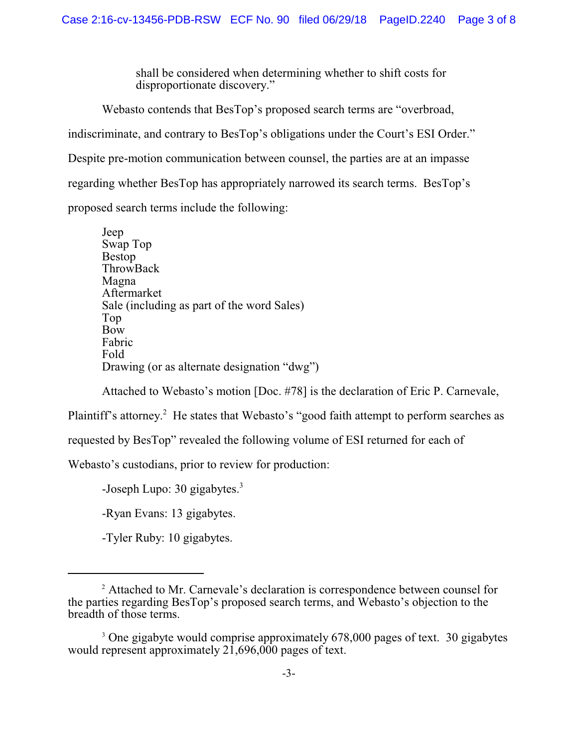> shall be considered when determining whether to shift costs for disproportionate discovery."

Webasto contends that BesTop's proposed search terms are "overbroad, indiscriminate, and contrary to BesTop's obligations under the Court's ESI Order." Despite pre-motion communication between counsel, the parties are at an impasse regarding whether BesTop has appropriately narrowed its search terms. BesTop's proposed search terms include the following:

> Jeep
> Swap Top
> Bestop
> ThrowBack
> Magna
> Aftermarket
> Sale (including as part of the word Sales)
> Top
> Bow
> Fabric
> Fold
> Drawing (or as alternate designation "dwg")

Attached to Webasto's motion [Doc. #78] is the declaration of Eric P. Carnevale, Plaintiff's attorney.[2] He states that Webasto's "good faith attempt to perform searches as requested by BesTop" revealed the following volume of ESI returned for each of Webasto's custodians, prior to review for production:

-Joseph Lupo: 30 gigabytes.[3]

-Ryan Evans: 13 gigabytes.

-Tyler Ruby: 10 gigabytes.

---

[2] Attached to Mr. Carnevale's declaration is correspondence between counsel for the parties regarding BesTop's proposed search terms, and Webasto's objection to the breadth of those terms.

[3] One gigabyte would comprise approximately 678,000 pages of text. 30 gigabytes would represent approximately 21,696,000 pages of text.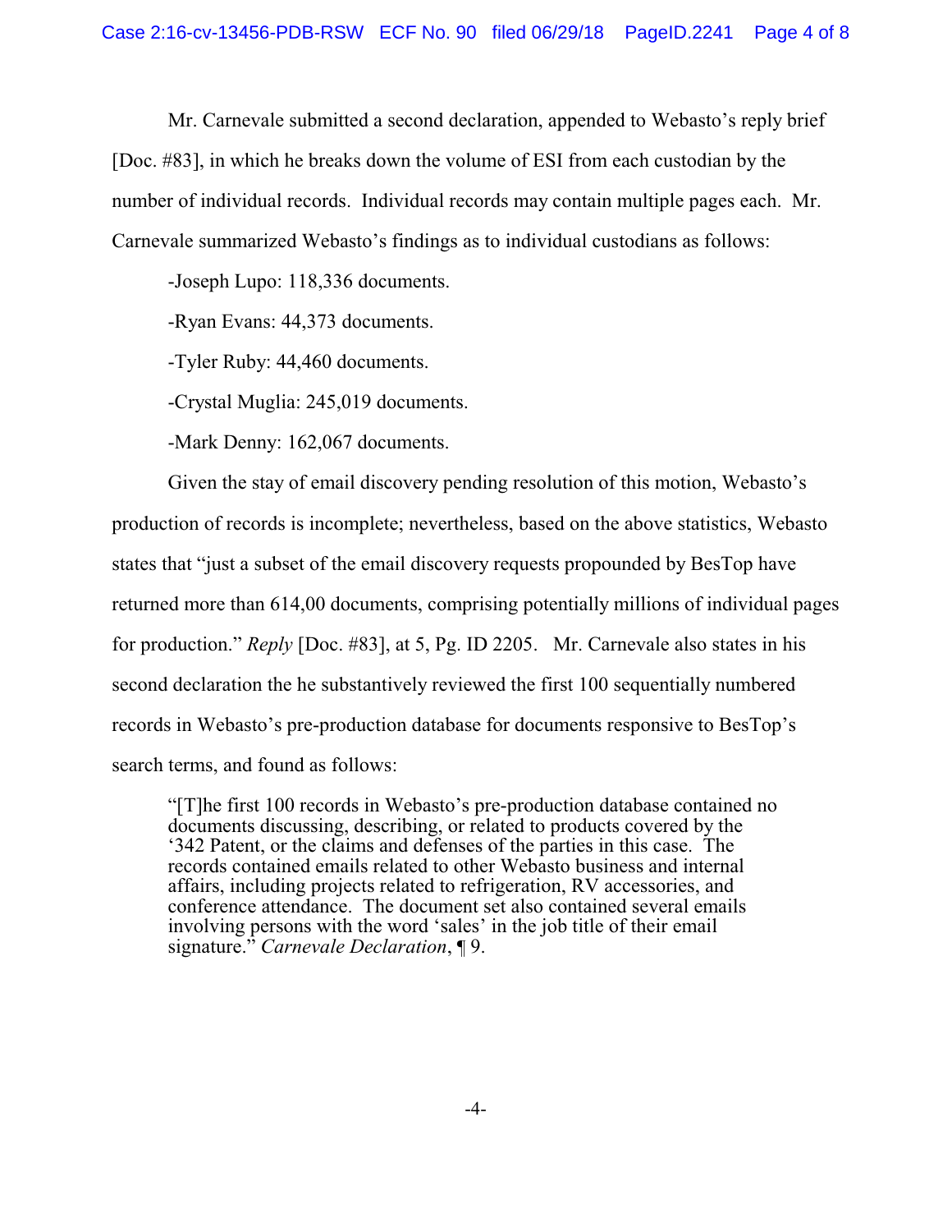Mr. Carnevale submitted a second declaration, appended to Webasto's reply brief [Doc. #83], in which he breaks down the volume of ESI from each custodian by the number of individual records. Individual records may contain multiple pages each. Mr. Carnevale summarized Webasto's findings as to individual custodians as follows:

-Joseph Lupo: 118,336 documents.

-Ryan Evans: 44,373 documents.

-Tyler Ruby: 44,460 documents.

-Crystal Muglia: 245,019 documents.

-Mark Denny: 162,067 documents.

Given the stay of email discovery pending resolution of this motion, Webasto's production of records is incomplete; nevertheless, based on the above statistics, Webasto states that "just a subset of the email discovery requests propounded by BesTop have returned more than 614,00 documents, comprising potentially millions of individual pages for production." *Reply* [Doc. #83], at 5, Pg. ID 2205. Mr. Carnevale also states in his second declaration the he substantively reviewed the first 100 sequentially numbered records in Webasto's pre-production database for documents responsive to BesTop's search terms, and found as follows:

> "[T]he first 100 records in Webasto's pre-production database contained no documents discussing, describing, or related to products covered by the '342 Patent, or the claims and defenses of the parties in this case. The records contained emails related to other Webasto business and internal affairs, including projects related to refrigeration, RV accessories, and conference attendance. The document set also contained several emails involving persons with the word 'sales' in the job title of their email signature." *Carnevale Declaration*, ¶ 9.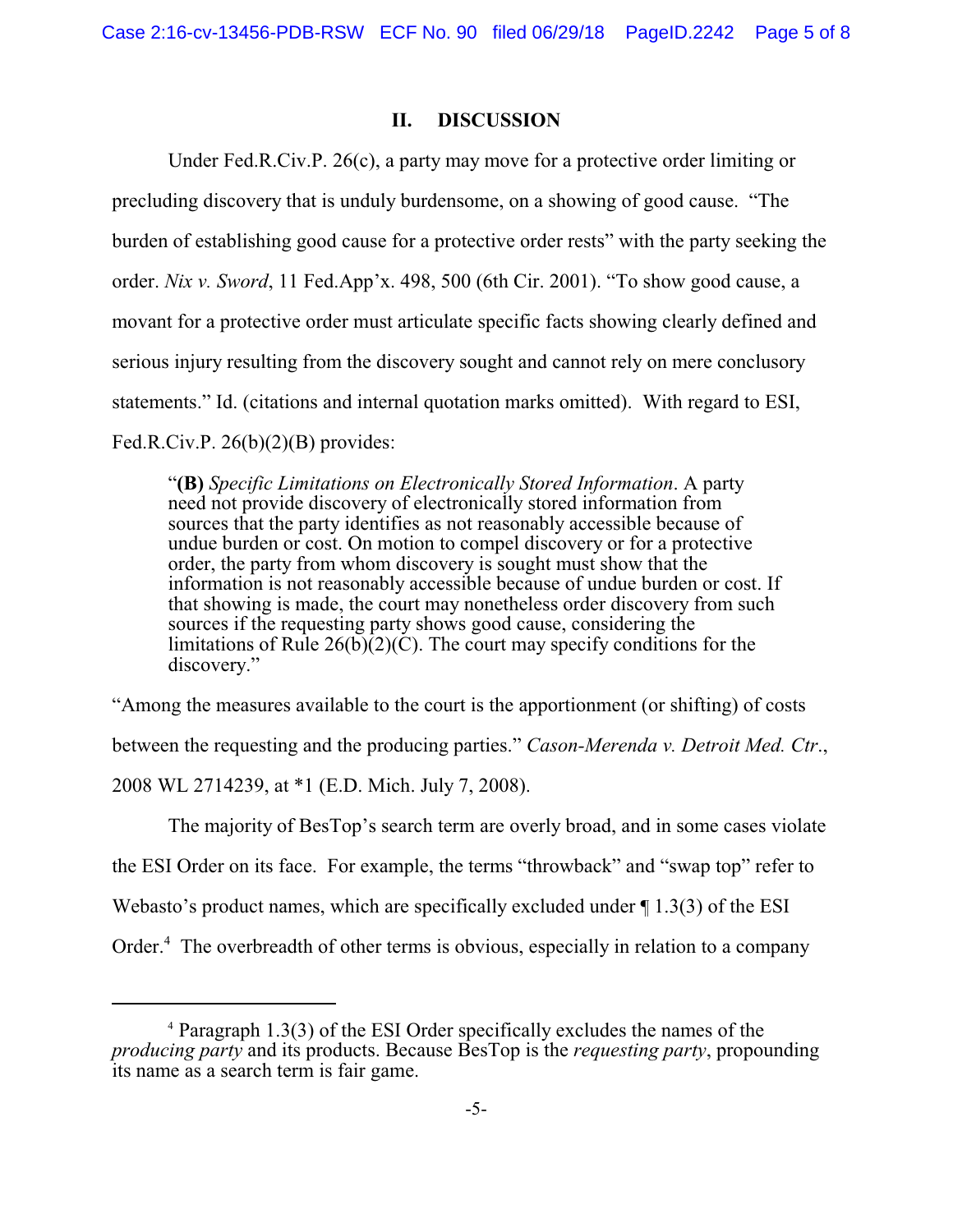## II. DISCUSSION

Under Fed.R.Civ.P. 26(c), a party may move for a protective order limiting or precluding discovery that is unduly burdensome, on a showing of good cause. "The burden of establishing good cause for a protective order rests" with the party seeking the order. *Nix v. Sword*, 11 Fed.App'x. 498, 500 (6th Cir. 2001). "To show good cause, a movant for a protective order must articulate specific facts showing clearly defined and serious injury resulting from the discovery sought and cannot rely on mere conclusory statements." Id. (citations and internal quotation marks omitted). With regard to ESI, Fed.R.Civ.P. 26(b)(2)(B) provides:

> "**(B)** *Specific Limitations on Electronically Stored Information*. A party need not provide discovery of electronically stored information from sources that the party identifies as not reasonably accessible because of undue burden or cost. On motion to compel discovery or for a protective order, the party from whom discovery is sought must show that the information is not reasonably accessible because of undue burden or cost. If that showing is made, the court may nonetheless order discovery from such sources if the requesting party shows good cause, considering the limitations of Rule 26(b)(2)(C). The court may specify conditions for the discovery."

"Among the measures available to the court is the apportionment (or shifting) of costs between the requesting and the producing parties." *Cason-Merenda v. Detroit Med. Ctr.*, 2008 WL 2714239, at *1 (E.D. Mich. July 7, 2008).

The majority of BesTop's search term are overly broad, and in some cases violate the ESI Order on its face. For example, the terms "throwback" and "swap top" refer to Webasto's product names, which are specifically excluded under ¶ 1.3(3) of the ESI Order.[4] The overbreadth of other terms is obvious, especially in relation to a company

[4] Paragraph 1.3(3) of the ESI Order specifically excludes the names of the *producing party* and its products. Because BesTop is the *requesting party*, propounding its name as a search term is fair game.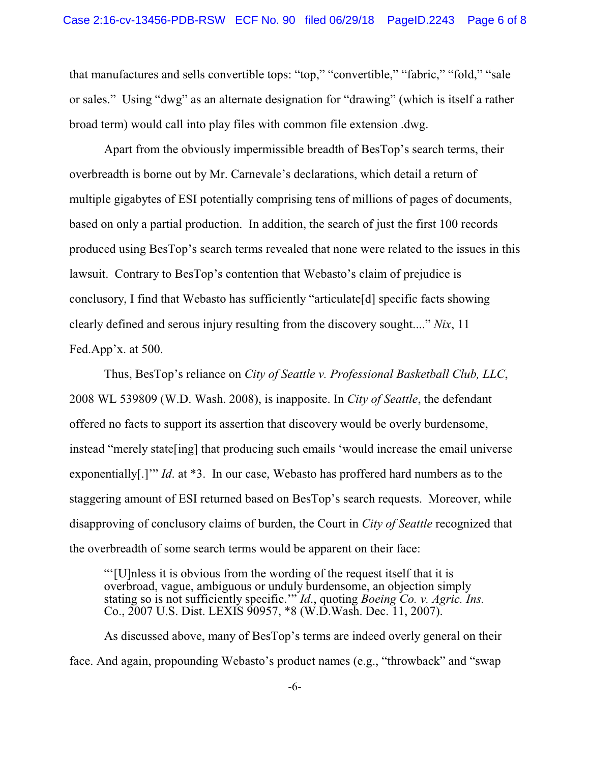that manufactures and sells convertible tops: "top," "convertible," "fabric," "fold," "sale or sales." Using "dwg" as an alternate designation for "drawing" (which is itself a rather broad term) would call into play files with common file extension .dwg.

Apart from the obviously impermissible breadth of BesTop's search terms, their overbreadth is borne out by Mr. Carnevale's declarations, which detail a return of multiple gigabytes of ESI potentially comprising tens of millions of pages of documents, based on only a partial production. In addition, the search of just the first 100 records produced using BesTop's search terms revealed that none were related to the issues in this lawsuit. Contrary to BesTop's contention that Webasto's claim of prejudice is conclusory, I find that Webasto has sufficiently "articulate[d] specific facts showing clearly defined and serous injury resulting from the discovery sought...." *Nix*, 11 Fed.App'x. at 500.

Thus, BesTop's reliance on *City of Seattle v. Professional Basketball Club, LLC*, 2008 WL 539809 (W.D. Wash. 2008), is inapposite. In *City of Seattle*, the defendant offered no facts to support its assertion that discovery would be overly burdensome, instead "merely state[ing] that producing such emails 'would increase the email universe exponentially[.]'" *Id*. at *3. In our case, Webasto has proffered hard numbers as to the staggering amount of ESI returned based on BesTop's search requests. Moreover, while disapproving of conclusory claims of burden, the Court in *City of Seattle* recognized that the overbreadth of some search terms would be apparent on their face:

> "'[U]nless it is obvious from the wording of the request itself that it is overbroad, vague, ambiguous or unduly burdensome, an objection simply stating so is not sufficiently specific.'" *Id*., quoting *Boeing Co. v. Agric. Ins.* Co., 2007 U.S. Dist. LEXIS 90957, *8 (W.D.Wash. Dec. 11, 2007).

As discussed above, many of BesTop's terms are indeed overly general on their face. And again, propounding Webasto's product names (e.g., "throwback" and "swap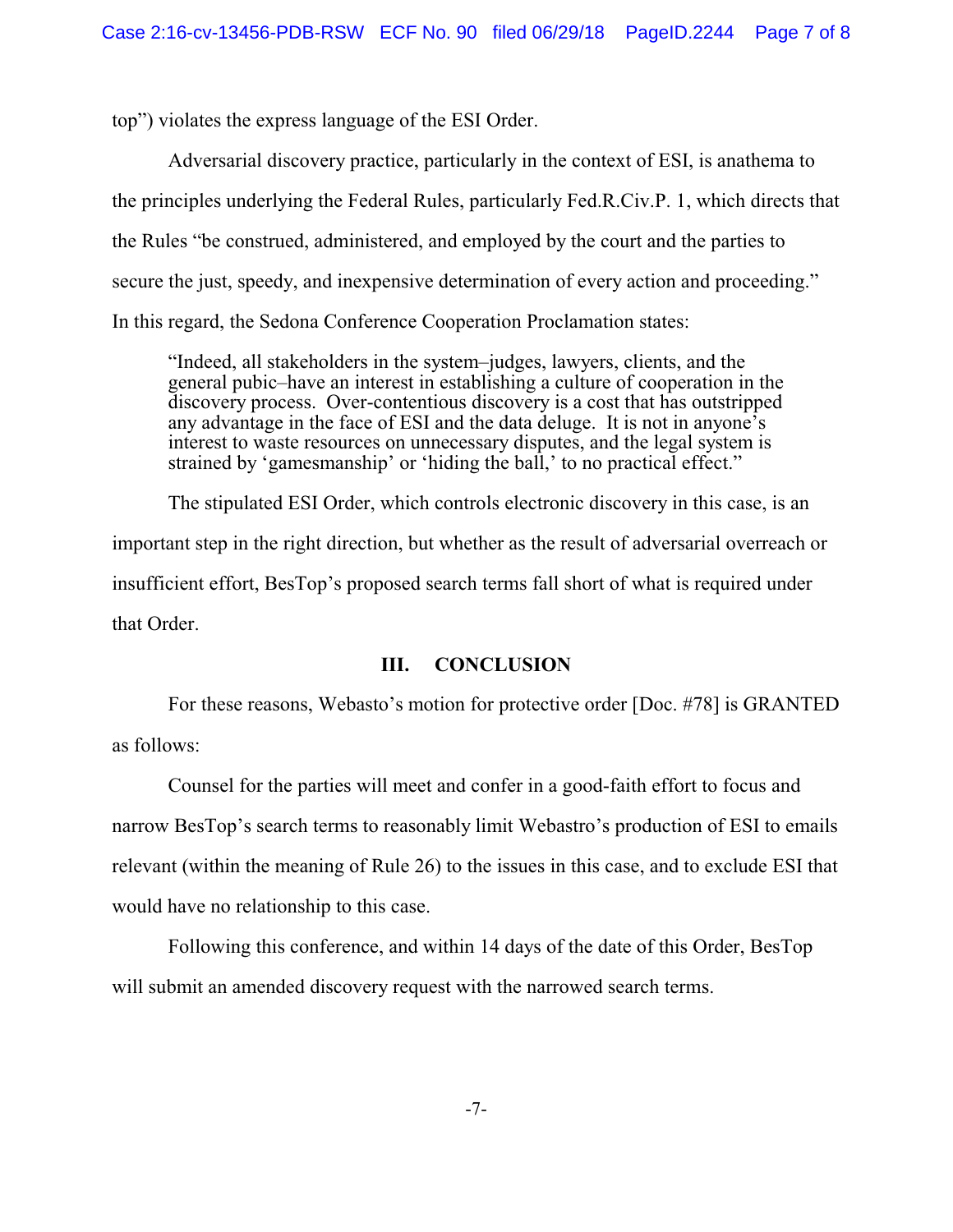top") violates the express language of the ESI Order.

Adversarial discovery practice, particularly in the context of ESI, is anathema to the principles underlying the Federal Rules, particularly Fed.R.Civ.P. 1, which directs that the Rules "be construed, administered, and employed by the court and the parties to secure the just, speedy, and inexpensive determination of every action and proceeding." In this regard, the Sedona Conference Cooperation Proclamation states:

> "Indeed, all stakeholders in the system–judges, lawyers, clients, and the general pubic–have an interest in establishing a culture of cooperation in the discovery process. Over-contentious discovery is a cost that has outstripped any advantage in the face of ESI and the data deluge. It is not in anyone's interest to waste resources on unnecessary disputes, and the legal system is strained by 'gamesmanship' or 'hiding the ball,' to no practical effect."

The stipulated ESI Order, which controls electronic discovery in this case, is an important step in the right direction, but whether as the result of adversarial overreach or insufficient effort, BesTop's proposed search terms fall short of what is required under that Order.

## III. CONCLUSION

For these reasons, Webasto's motion for protective order [Doc. #78] is GRANTED as follows:

Counsel for the parties will meet and confer in a good-faith effort to focus and narrow BesTop's search terms to reasonably limit Webastro's production of ESI to emails relevant (within the meaning of Rule 26) to the issues in this case, and to exclude ESI that would have no relationship to this case.

Following this conference, and within 14 days of the date of this Order, BesTop will submit an amended discovery request with the narrowed search terms.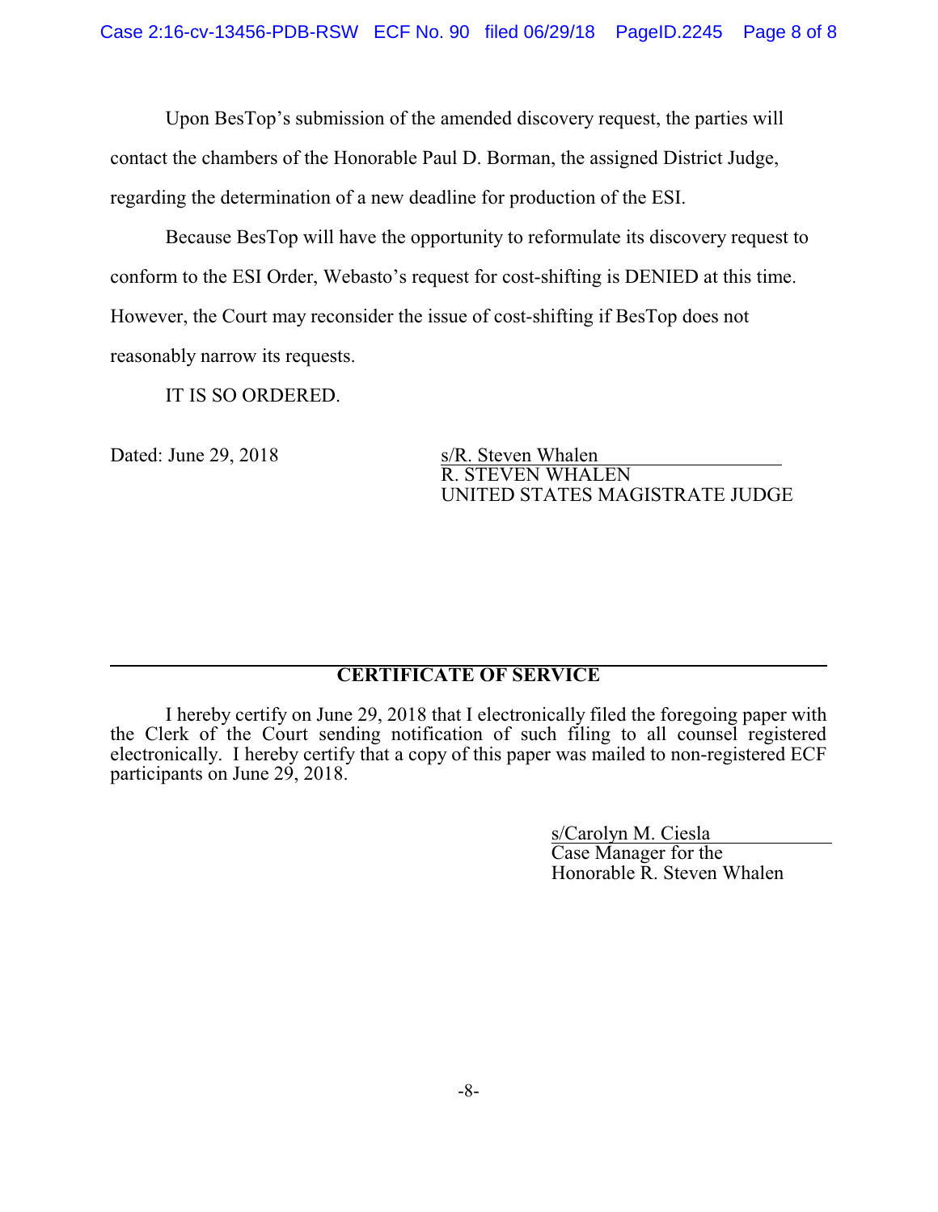Upon BesTop's submission of the amended discovery request, the parties will contact the chambers of the Honorable Paul D. Borman, the assigned District Judge, regarding the determination of a new deadline for production of the ESI.

Because BesTop will have the opportunity to reformulate its discovery request to conform to the ESI Order, Webasto's request for cost-shifting is DENIED at this time. However, the Court may reconsider the issue of cost-shifting if BesTop does not reasonably narrow its requests.

IT IS SO ORDERED.

Dated: June 29, 2018

s/R. Steven Whalen
R. STEVEN WHALEN
UNITED STATES MAGISTRATE JUDGE

---

**CERTIFICATE OF SERVICE**

I hereby certify on June 29, 2018 that I electronically filed the foregoing paper with the Clerk of the Court sending notification of such filing to all counsel registered electronically. I hereby certify that a copy of this paper was mailed to non-registered ECF participants on June 29, 2018.

s/Carolyn M. Ciesla
Case Manager for the
Honorable R. Steven Whalen